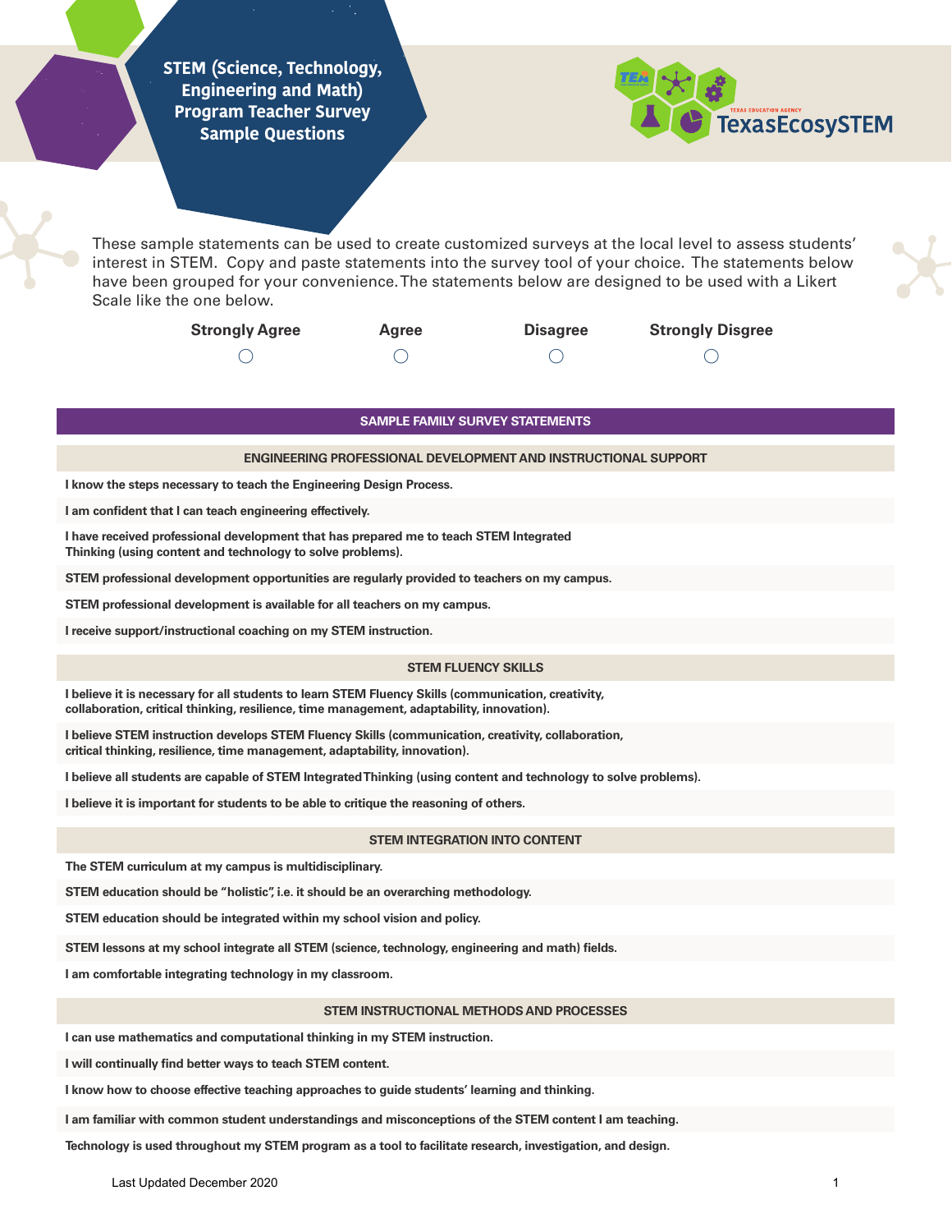# STEM (Science, Technology, Engineering and Math) Program Teacher Survey Sample Questions

TEXAS EDUCATION AGENCY TexasEcosySTEM

These sample statements can be used to create customized surveys at the local level to assess students' interest in STEM. Copy and paste statements into the survey tool of your choice. The statements below have been grouped for your convenience. The statements below are designed to be used with a Likert Scale like the one below.

| Strongly Agree | Agree | Disagree | Strongly Disgree |
|---|---|---|---|
| ◯ | ◯ | ◯ | ◯ |

## SAMPLE FAMILY SURVEY STATEMENTS

### ENGINEERING PROFESSIONAL DEVELOPMENT AND INSTRUCTIONAL SUPPORT

**I know the steps necessary to teach the Engineering Design Process.**

**I am confident that I can teach engineering effectively.**

**I have received professional development that has prepared me to teach STEM Integrated Thinking (using content and technology to solve problems).**

**STEM professional development opportunities are regularly provided to teachers on my campus.**

**STEM professional development is available for all teachers on my campus.**

**I receive support/instructional coaching on my STEM instruction.**

### STEM FLUENCY SKILLS

**I believe it is necessary for all students to learn STEM Fluency Skills (communication, creativity, collaboration, critical thinking, resilience, time management, adaptability, innovation).**

**I believe STEM instruction develops STEM Fluency Skills (communication, creativity, collaboration, critical thinking, resilience, time management, adaptability, innovation).**

**I believe all students are capable of STEM Integrated Thinking (using content and technology to solve problems).**

**I believe it is important for students to be able to critique the reasoning of others.**

### STEM INTEGRATION INTO CONTENT

**The STEM curriculum at my campus is multidisciplinary.**

**STEM education should be "holistic", i.e. it should be an overarching methodology.**

**STEM education should be integrated within my school vision and policy.**

**STEM lessons at my school integrate all STEM (science, technology, engineering and math) fields.**

**I am comfortable integrating technology in my classroom.**

### STEM INSTRUCTIONAL METHODS AND PROCESSES

**I can use mathematics and computational thinking in my STEM instruction.**

**I will continually find better ways to teach STEM content.**

**I know how to choose effective teaching approaches to guide students' learning and thinking.**

**I am familiar with common student understandings and misconceptions of the STEM content I am teaching.**

**Technology is used throughout my STEM program as a tool to facilitate research, investigation, and design.**

Last Updated December 2020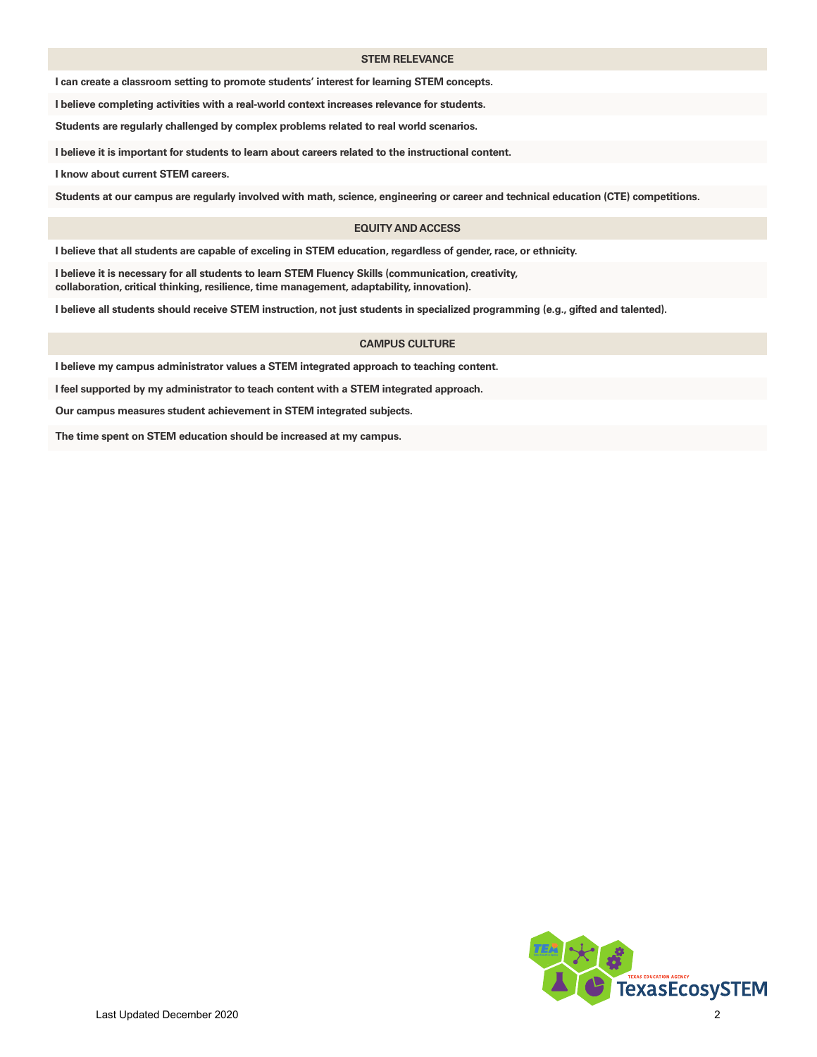## STEM RELEVANCE

**I can create a classroom setting to promote students' interest for learning STEM concepts.**

**I believe completing activities with a real-world context increases relevance for students.**

**Students are regularly challenged by complex problems related to real world scenarios.**

**I believe it is important for students to learn about careers related to the instructional content.**

**I know about current STEM careers.**

**Students at our campus are regularly involved with math, science, engineering or career and technical education (CTE) competitions.**

## EQUITY AND ACCESS

**I believe that all students are capable of exceling in STEM education, regardless of gender, race, or ethnicity.**

**I believe it is necessary for all students to learn STEM Fluency Skills (communication, creativity, collaboration, critical thinking, resilience, time management, adaptability, innovation).**

**I believe all students should receive STEM instruction, not just students in specialized programming (e.g., gifted and talented).**

## CAMPUS CULTURE

**I believe my campus administrator values a STEM integrated approach to teaching content.**

**I feel supported by my administrator to teach content with a STEM integrated approach.**

**Our campus measures student achievement in STEM integrated subjects.**

**The time spent on STEM education should be increased at my campus.**

Last Updated December 2020